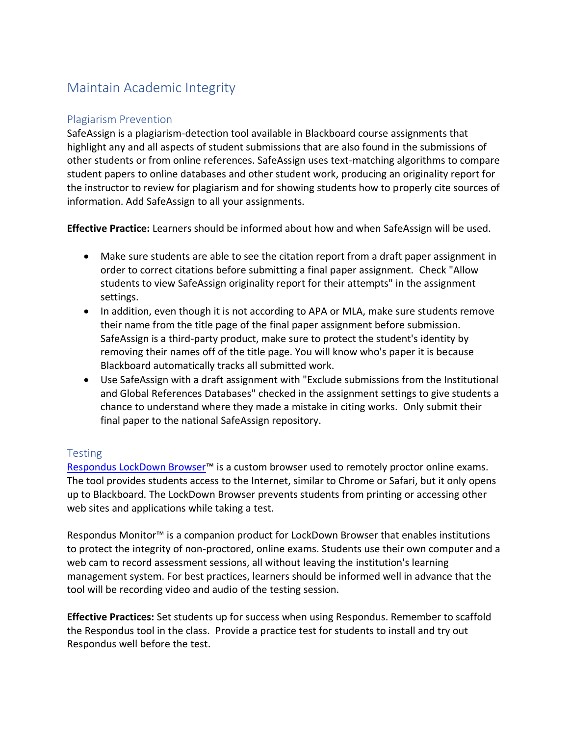# Maintain Academic Integrity

## Plagiarism Prevention

SafeAssign is a plagiarism-detection tool available in Blackboard course assignments that highlight any and all aspects of student submissions that are also found in the submissions of other students or from online references. SafeAssign uses text-matching algorithms to compare student papers to online databases and other student work, producing an originality report for the instructor to review for plagiarism and for showing students how to properly cite sources of information. Add SafeAssign to all your assignments.

**Effective Practice:** Learners should be informed about how and when SafeAssign will be used.

- Make sure students are able to see the citation report from a draft paper assignment in order to correct citations before submitting a final paper assignment. Check "Allow students to view SafeAssign originality report for their attempts" in the assignment settings.
- In addition, even though it is not according to APA or MLA, make sure students remove their name from the title page of the final paper assignment before submission. SafeAssign is a third-party product, make sure to protect the student's identity by removing their names off of the title page. You will know who's paper it is because Blackboard automatically tracks all submitted work.
- Use SafeAssign with a draft assignment with "Exclude submissions from the Institutional and Global References Databases" checked in the assignment settings to give students a chance to understand where they made a mistake in citing works. Only submit their final paper to the national SafeAssign repository.

## Testing

Respondus LockDown Browser™ is a custom browser used to remotely proctor online exams. The tool provides students access to the Internet, similar to Chrome or Safari, but it only opens up to Blackboard. The LockDown Browser prevents students from printing or accessing other web sites and applications while taking a test.

Respondus Monitor™ is a companion product for LockDown Browser that enables institutions to protect the integrity of non-proctored, online exams. Students use their own computer and a web cam to record assessment sessions, all without leaving the institution's learning management system. For best practices, learners should be informed well in advance that the tool will be recording video and audio of the testing session.

**Effective Practices:** Set students up for success when using Respondus. Remember to scaffold the Respondus tool in the class. Provide a practice test for students to install and try out Respondus well before the test.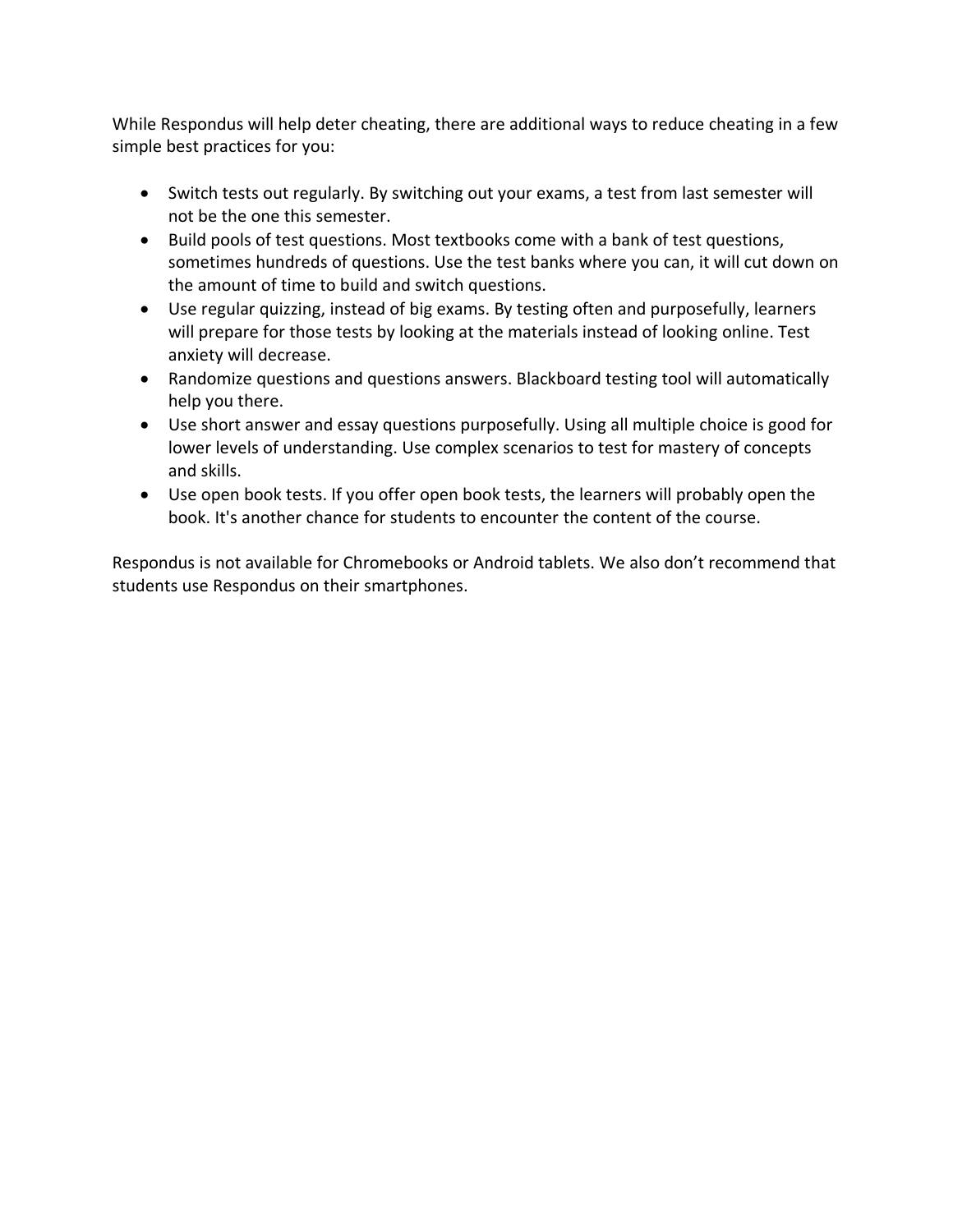While Respondus will help deter cheating, there are additional ways to reduce cheating in a few simple best practices for you:

- Switch tests out regularly. By switching out your exams, a test from last semester will not be the one this semester.
- Build pools of test questions. Most textbooks come with a bank of test questions, sometimes hundreds of questions. Use the test banks where you can, it will cut down on the amount of time to build and switch questions.
- Use regular quizzing, instead of big exams. By testing often and purposefully, learners will prepare for those tests by looking at the materials instead of looking online. Test anxiety will decrease.
- Randomize questions and questions answers. Blackboard testing tool will automatically help you there.
- Use short answer and essay questions purposefully. Using all multiple choice is good for lower levels of understanding. Use complex scenarios to test for mastery of concepts and skills.
- Use open book tests. If you offer open book tests, the learners will probably open the book. It's another chance for students to encounter the content of the course.

Respondus is not available for Chromebooks or Android tablets. We also don't recommend that students use Respondus on their smartphones.